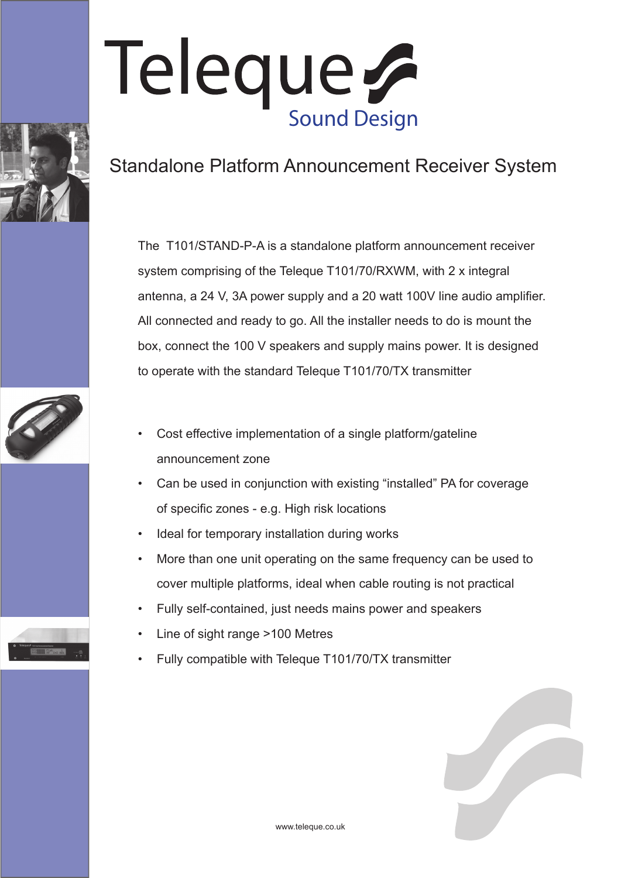# Teleque

Sound Design

## Standalone Platform Announcement Receiver System

The T101/STAND-P-A is a standalone platform announcement receiver system comprising of the Teleque T101/70/RXWM, with 2 x integral antenna, a 24 V, 3A power supply and a 20 watt 100V line audio amplifier. All connected and ready to go. All the installer needs to do is mount the box, connect the 100 V speakers and supply mains power. It is designed to operate with the standard Teleque T101/70/TX transmitter

- Cost effective implementation of a single platform/gateline announcement zone
- Can be used in conjunction with existing “installed” PA for coverage of specific zones - e.g. High risk locations
- Ideal for temporary installation during works
- More than one unit operating on the same frequency can be used to cover multiple platforms, ideal when cable routing is not practical
- Fully self-contained, just needs mains power and speakers
- Line of sight range >100 Metres
- Fully compatible with Teleque T101/70/TX transmitter

www.teleque.co.uk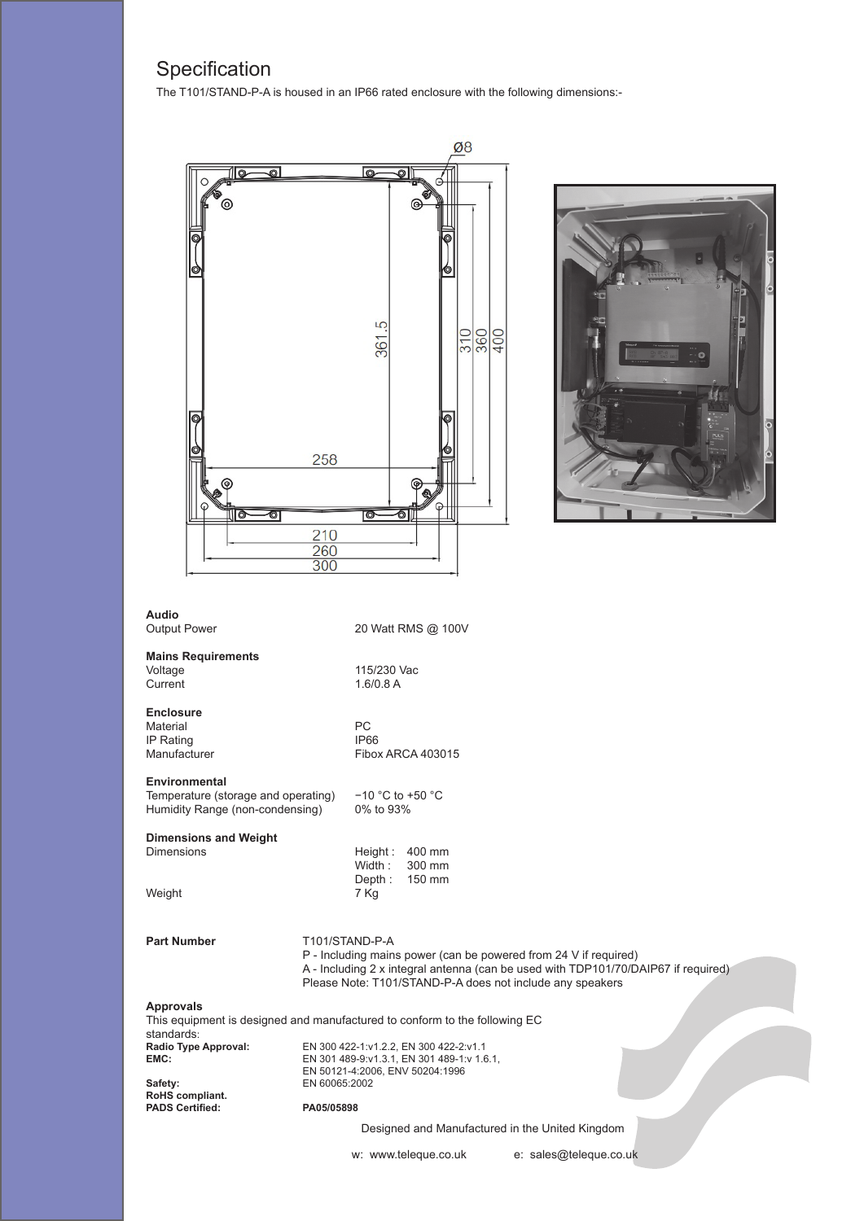# Specification

The T101/STAND-P-A is housed in an IP66 rated enclosure with the following dimensions:-

Ø8

361.5

310

360

400

258

210

260

300

**Audio**

| | |
|---|---|
| Output Power | 20 Watt RMS @ 100V |

**Mains Requirements**

| | |
|---|---|
| Voltage | 115/230 Vac |
| Current | 1.6/0.8 A |

**Enclosure**

| | |
|---|---|
| Material | PC |
| IP Rating | IP66 |
| Manufacturer | Fibox ARCA 403015 |

**Environmental**

| | |
|---|---|
| Temperature (storage and operating) | −10 °C to +50 °C |
| Humidity Range (non-condensing) | 0% to 93% |

**Dimensions and Weight**

| | |
|---|---|
| Dimensions | Height : 400 mm<br>Width : 300 mm<br>Depth : 150 mm |
| Weight | 7 Kg |

**Part Number** T101/STAND-P-A
P - Including mains power (can be powered from 24 V if required)
A - Including 2 x integral antenna (can be used with TDP101/70/DAIP67 if required)
Please Note: T101/STAND-P-A does not include any speakers

**Approvals**

This equipment is designed and manufactured to conform to the following EC standards:

| | |
|---|---|
| **Radio Type Approval:** | EN 300 422-1:v1.2.2, EN 300 422-2:v1.1 |
| **EMC:** | EN 301 489-9:v1.3.1, EN 301 489-1:v 1.6.1, EN 50121-4:2006, ENV 50204:1996 |
| **Safety:** | EN 60065:2002 |
| **RoHS compliant.** | |
| **PADS Certified:** | **PA05/05898** |

Designed and Manufactured in the United Kingdom

w: www.teleque.co.uk e: sales@teleque.co.uk